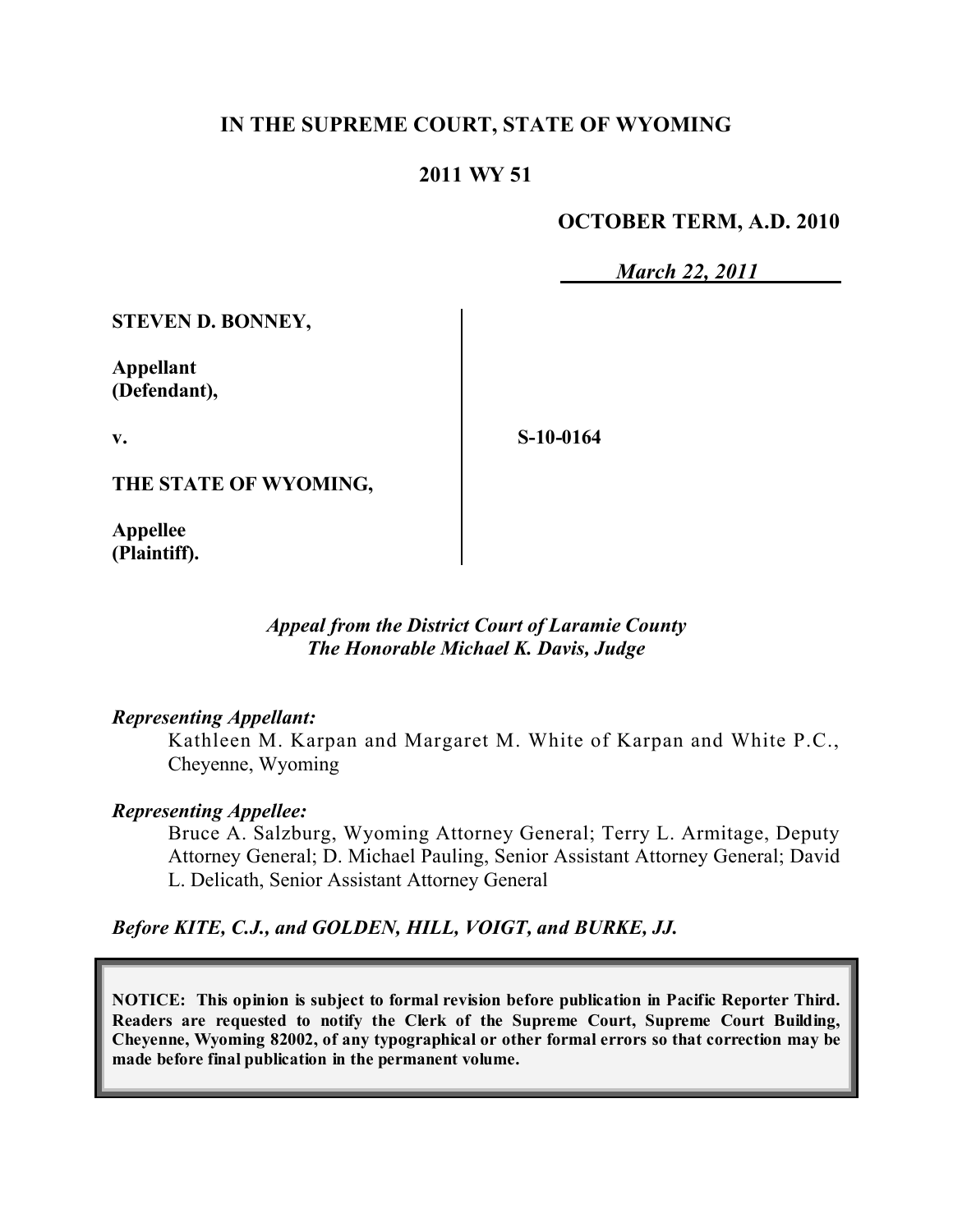# IN THE SUPREME COURT, STATE OF WYOMING

## 2011 WY 51

**OCTOBER TERM, A.D. 2010**

*March 22, 2011*

| | |
|---|---|
| **STEVEN D. BONNEY,**<br><br>**Appellant (Defendant),**<br><br>**v.**<br><br>**THE STATE OF WYOMING,**<br><br>**Appellee (Plaintiff).** | **S-10-0164** |

*Appeal from the District Court of Laramie County*
*The Honorable Michael K. Davis, Judge*

*Representing Appellant:*

Kathleen M. Karpan and Margaret M. White of Karpan and White P.C., Cheyenne, Wyoming

*Representing Appellee:*

Bruce A. Salzburg, Wyoming Attorney General; Terry L. Armitage, Deputy Attorney General; D. Michael Pauling, Senior Assistant Attorney General; David L. Delicath, Senior Assistant Attorney General

***Before KITE, C.J., and GOLDEN, HILL, VOIGT, and BURKE, JJ.***

**NOTICE: This opinion is subject to formal revision before publication in Pacific Reporter Third. Readers are requested to notify the Clerk of the Supreme Court, Supreme Court Building, Cheyenne, Wyoming 82002, of any typographical or other formal errors so that correction may be made before final publication in the permanent volume.**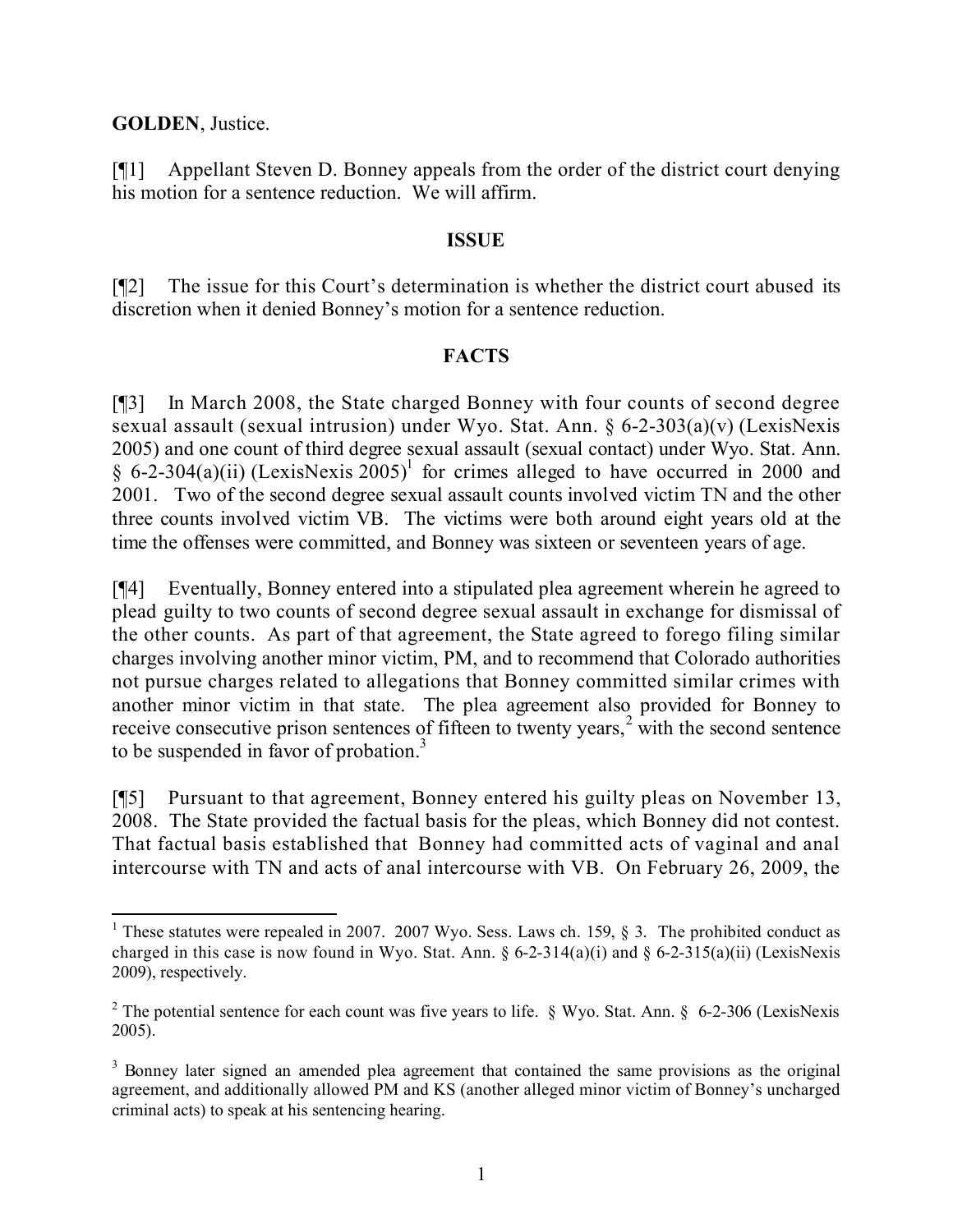**GOLDEN**, Justice.

[¶1] Appellant Steven D. Bonney appeals from the order of the district court denying his motion for a sentence reduction. We will affirm.

## ISSUE

[¶2] The issue for this Court's determination is whether the district court abused its discretion when it denied Bonney's motion for a sentence reduction.

## FACTS

[¶3] In March 2008, the State charged Bonney with four counts of second degree sexual assault (sexual intrusion) under Wyo. Stat. Ann. § 6-2-303(a)(v) (LexisNexis 2005) and one count of third degree sexual assault (sexual contact) under Wyo. Stat. Ann. § 6-2-304(a)(ii) (LexisNexis 2005)[1] for crimes alleged to have occurred in 2000 and 2001. Two of the second degree sexual assault counts involved victim TN and the other three counts involved victim VB. The victims were both around eight years old at the time the offenses were committed, and Bonney was sixteen or seventeen years of age.

[¶4] Eventually, Bonney entered into a stipulated plea agreement wherein he agreed to plead guilty to two counts of second degree sexual assault in exchange for dismissal of the other counts. As part of that agreement, the State agreed to forego filing similar charges involving another minor victim, PM, and to recommend that Colorado authorities not pursue charges related to allegations that Bonney committed similar crimes with another minor victim in that state. The plea agreement also provided for Bonney to receive consecutive prison sentences of fifteen to twenty years,[2] with the second sentence to be suspended in favor of probation.[3]

[¶5] Pursuant to that agreement, Bonney entered his guilty pleas on November 13, 2008. The State provided the factual basis for the pleas, which Bonney did not contest. That factual basis established that Bonney had committed acts of vaginal and anal intercourse with TN and acts of anal intercourse with VB. On February 26, 2009, the

---

[1] These statutes were repealed in 2007. 2007 Wyo. Sess. Laws ch. 159, § 3. The prohibited conduct as charged in this case is now found in Wyo. Stat. Ann. § 6-2-314(a)(i) and § 6-2-315(a)(ii) (LexisNexis 2009), respectively.

[2] The potential sentence for each count was five years to life. § Wyo. Stat. Ann. § 6-2-306 (LexisNexis 2005).

[3] Bonney later signed an amended plea agreement that contained the same provisions as the original agreement, and additionally allowed PM and KS (another alleged minor victim of Bonney's uncharged criminal acts) to speak at his sentencing hearing.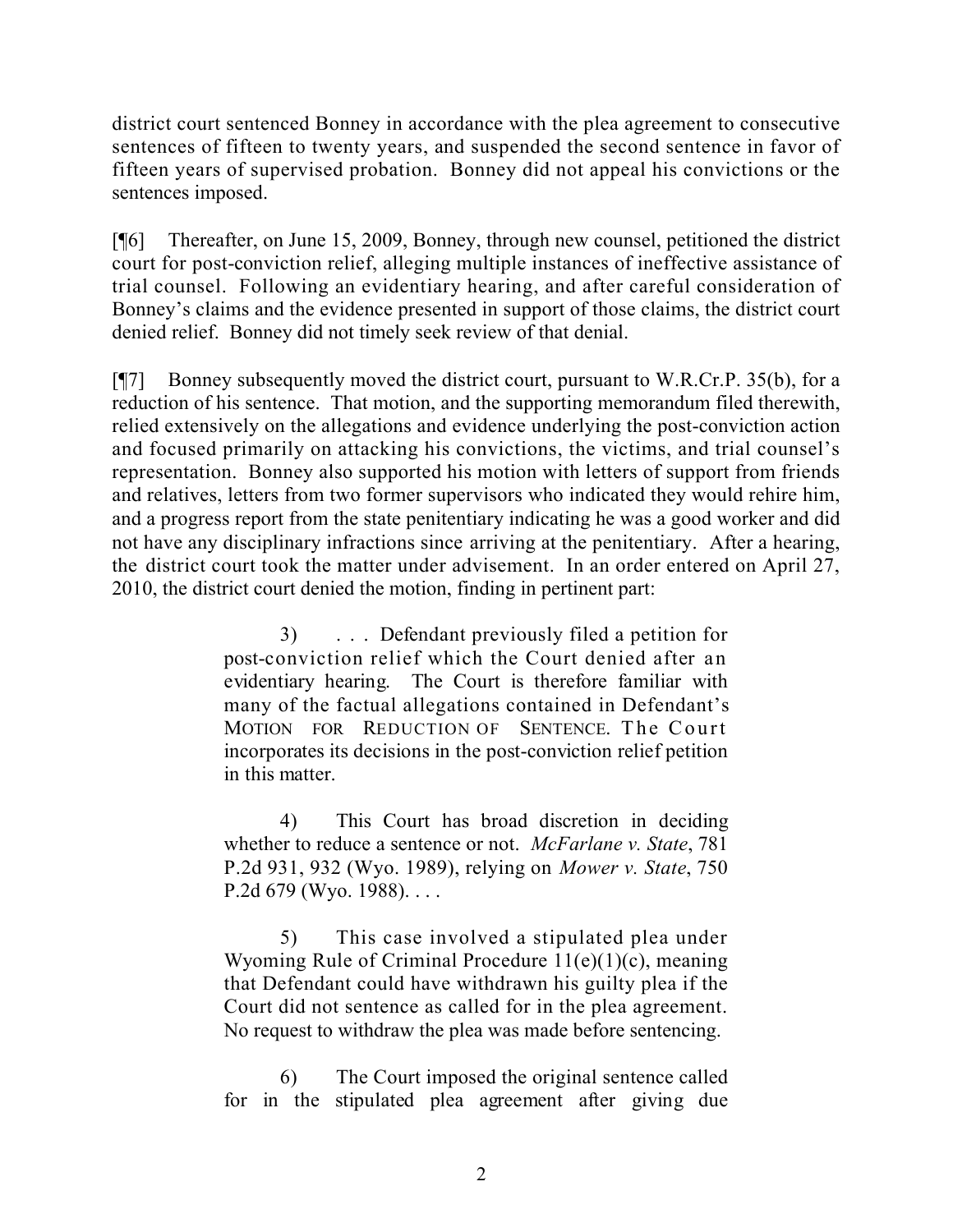district court sentenced Bonney in accordance with the plea agreement to consecutive sentences of fifteen to twenty years, and suspended the second sentence in favor of fifteen years of supervised probation. Bonney did not appeal his convictions or the sentences imposed.

[¶6] Thereafter, on June 15, 2009, Bonney, through new counsel, petitioned the district court for post-conviction relief, alleging multiple instances of ineffective assistance of trial counsel. Following an evidentiary hearing, and after careful consideration of Bonney's claims and the evidence presented in support of those claims, the district court denied relief. Bonney did not timely seek review of that denial.

[¶7] Bonney subsequently moved the district court, pursuant to W.R.Cr.P. 35(b), for a reduction of his sentence. That motion, and the supporting memorandum filed therewith, relied extensively on the allegations and evidence underlying the post-conviction action and focused primarily on attacking his convictions, the victims, and trial counsel's representation. Bonney also supported his motion with letters of support from friends and relatives, letters from two former supervisors who indicated they would rehire him, and a progress report from the state penitentiary indicating he was a good worker and did not have any disciplinary infractions since arriving at the penitentiary. After a hearing, the district court took the matter under advisement. In an order entered on April 27, 2010, the district court denied the motion, finding in pertinent part:

> 3) . . . Defendant previously filed a petition for post-conviction relief which the Court denied after an evidentiary hearing. The Court is therefore familiar with many of the factual allegations contained in Defendant's MOTION FOR REDUCTION OF SENTENCE. The Court incorporates its decisions in the post-conviction relief petition in this matter.
>
> 4) This Court has broad discretion in deciding whether to reduce a sentence or not. *McFarlane v. State*, 781 P.2d 931, 932 (Wyo. 1989), relying on *Mower v. State*, 750 P.2d 679 (Wyo. 1988). . . .
>
> 5) This case involved a stipulated plea under Wyoming Rule of Criminal Procedure 11(e)(1)(c), meaning that Defendant could have withdrawn his guilty plea if the Court did not sentence as called for in the plea agreement. No request to withdraw the plea was made before sentencing.
>
> 6) The Court imposed the original sentence called for in the stipulated plea agreement after giving due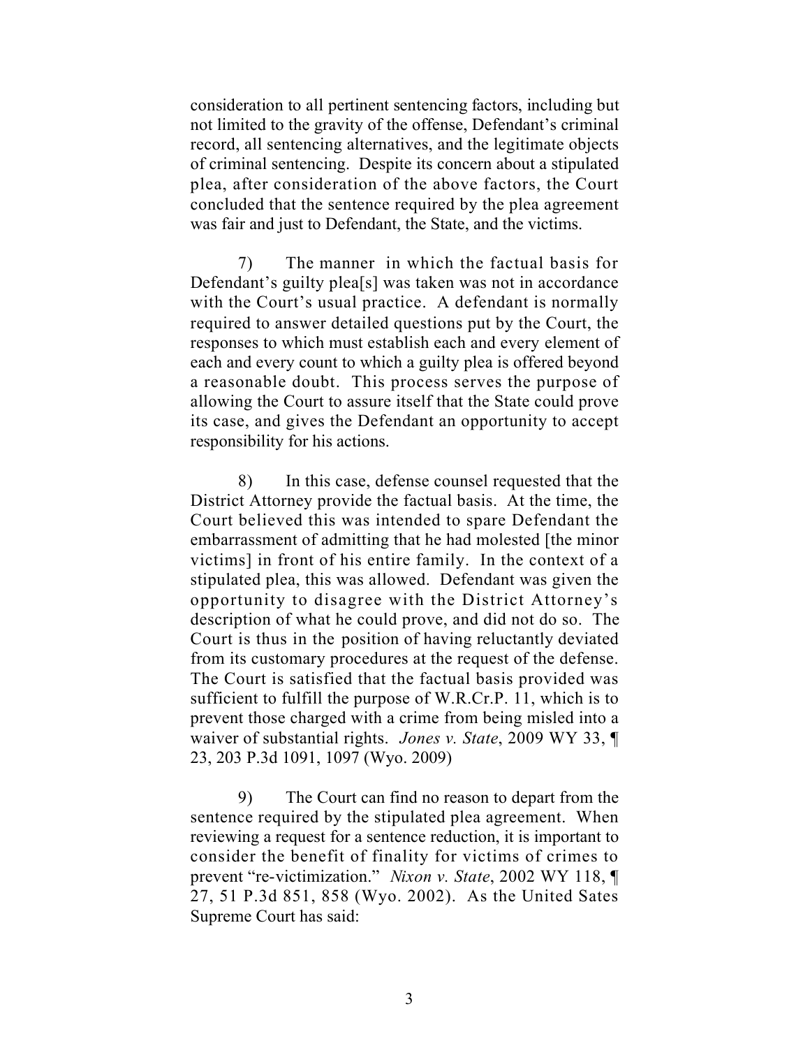consideration to all pertinent sentencing factors, including but not limited to the gravity of the offense, Defendant's criminal record, all sentencing alternatives, and the legitimate objects of criminal sentencing. Despite its concern about a stipulated plea, after consideration of the above factors, the Court concluded that the sentence required by the plea agreement was fair and just to Defendant, the State, and the victims.

7) The manner in which the factual basis for Defendant's guilty plea[s] was taken was not in accordance with the Court's usual practice. A defendant is normally required to answer detailed questions put by the Court, the responses to which must establish each and every element of each and every count to which a guilty plea is offered beyond a reasonable doubt. This process serves the purpose of allowing the Court to assure itself that the State could prove its case, and gives the Defendant an opportunity to accept responsibility for his actions.

8) In this case, defense counsel requested that the District Attorney provide the factual basis. At the time, the Court believed this was intended to spare Defendant the embarrassment of admitting that he had molested [the minor victims] in front of his entire family. In the context of a stipulated plea, this was allowed. Defendant was given the opportunity to disagree with the District Attorney's description of what he could prove, and did not do so. The Court is thus in the position of having reluctantly deviated from its customary procedures at the request of the defense. The Court is satisfied that the factual basis provided was sufficient to fulfill the purpose of W.R.Cr.P. 11, which is to prevent those charged with a crime from being misled into a waiver of substantial rights. *Jones v. State*, 2009 WY 33, ¶ 23, 203 P.3d 1091, 1097 (Wyo. 2009)

9) The Court can find no reason to depart from the sentence required by the stipulated plea agreement. When reviewing a request for a sentence reduction, it is important to consider the benefit of finality for victims of crimes to prevent "re-victimization." *Nixon v. State*, 2002 WY 118, ¶ 27, 51 P.3d 851, 858 (Wyo. 2002). As the United Sates Supreme Court has said: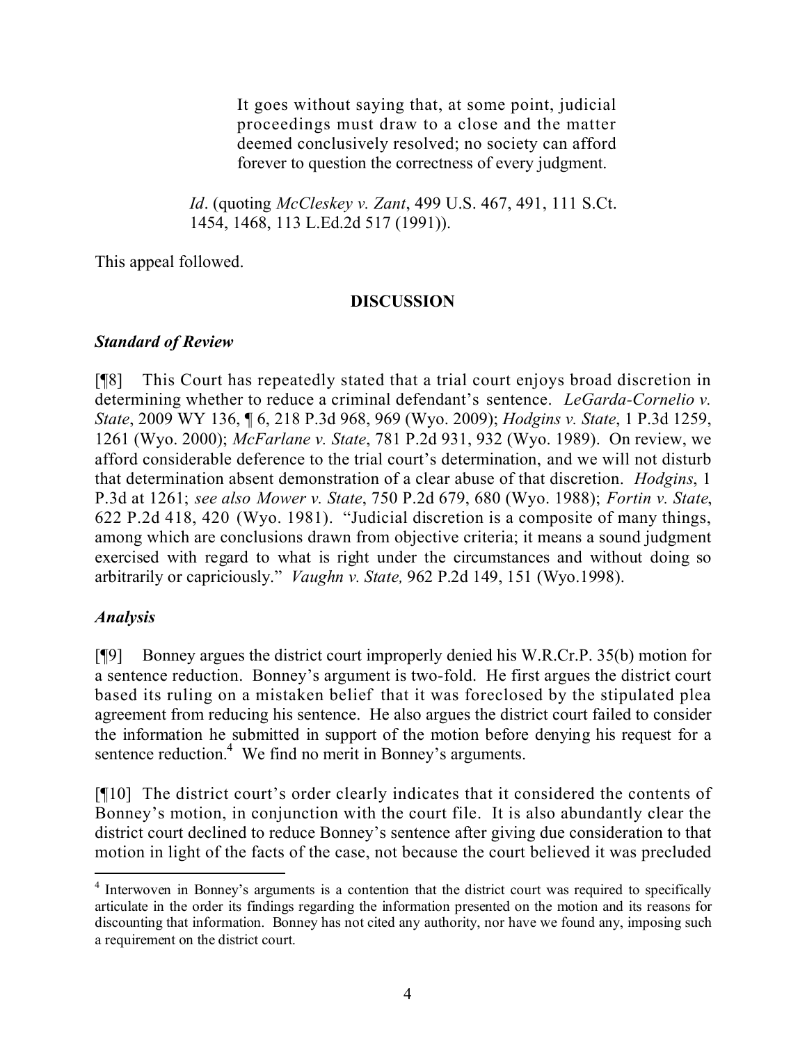> It goes without saying that, at some point, judicial proceedings must draw to a close and the matter deemed conclusively resolved; no society can afford forever to question the correctness of every judgment.

*Id*. (quoting *McCleskey v. Zant*, 499 U.S. 467, 491, 111 S.Ct. 1454, 1468, 113 L.Ed.2d 517 (1991)).

This appeal followed.

## DISCUSSION

### *Standard of Review*

[¶8] This Court has repeatedly stated that a trial court enjoys broad discretion in determining whether to reduce a criminal defendant's sentence. *LeGarda-Cornelio v. State*, 2009 WY 136, ¶ 6, 218 P.3d 968, 969 (Wyo. 2009); *Hodgins v. State*, 1 P.3d 1259, 1261 (Wyo. 2000); *McFarlane v. State*, 781 P.2d 931, 932 (Wyo. 1989). On review, we afford considerable deference to the trial court's determination, and we will not disturb that determination absent demonstration of a clear abuse of that discretion. *Hodgins*, 1 P.3d at 1261; *see also Mower v. State*, 750 P.2d 679, 680 (Wyo. 1988); *Fortin v. State*, 622 P.2d 418, 420 (Wyo. 1981). "Judicial discretion is a composite of many things, among which are conclusions drawn from objective criteria; it means a sound judgment exercised with regard to what is right under the circumstances and without doing so arbitrarily or capriciously." *Vaughn v. State,* 962 P.2d 149, 151 (Wyo.1998).

### *Analysis*

[¶9] Bonney argues the district court improperly denied his W.R.Cr.P. 35(b) motion for a sentence reduction. Bonney's argument is two-fold. He first argues the district court based its ruling on a mistaken belief that it was foreclosed by the stipulated plea agreement from reducing his sentence. He also argues the district court failed to consider the information he submitted in support of the motion before denying his request for a sentence reduction.[4] We find no merit in Bonney's arguments.

[¶10] The district court's order clearly indicates that it considered the contents of Bonney's motion, in conjunction with the court file. It is also abundantly clear the district court declined to reduce Bonney's sentence after giving due consideration to that motion in light of the facts of the case, not because the court believed it was precluded

[4] Interwoven in Bonney's arguments is a contention that the district court was required to specifically articulate in the order its findings regarding the information presented on the motion and its reasons for discounting that information. Bonney has not cited any authority, nor have we found any, imposing such a requirement on the district court.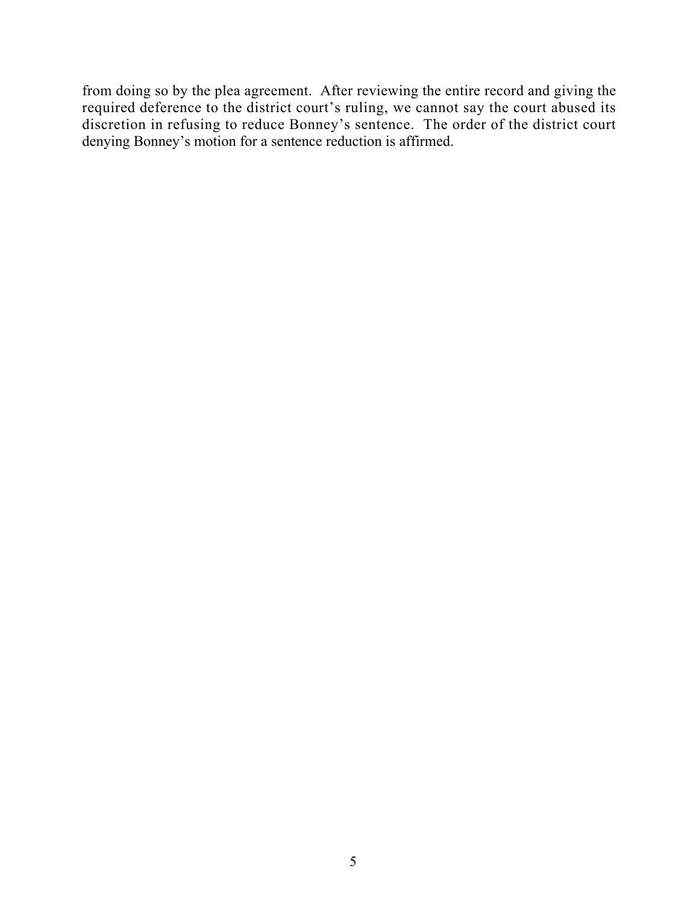from doing so by the plea agreement. After reviewing the entire record and giving the required deference to the district court's ruling, we cannot say the court abused its discretion in refusing to reduce Bonney's sentence. The order of the district court denying Bonney's motion for a sentence reduction is affirmed.